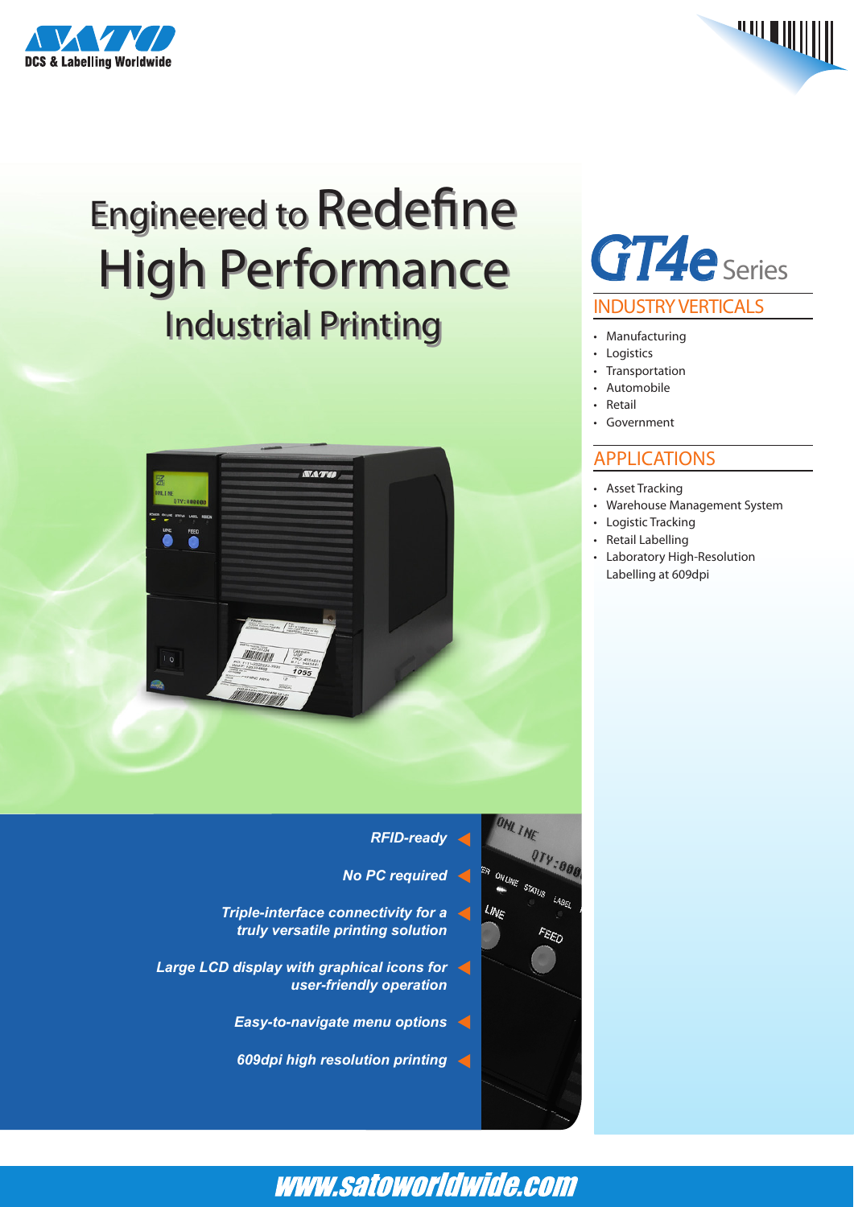SATO
DCS & Labelling Worldwide

# Engineered to Redefine High Performance Industrial Printing

## GT4e Series

### INDUSTRY VERTICALS

- Manufacturing
- Logistics
- Transportation
- Automobile
- Retail
- Government

### APPLICATIONS

- Asset Tracking
- Warehouse Management System
- Logistic Tracking
- Retail Labelling
- Laboratory High-Resolution Labelling at 609dpi

*RFID-ready*

*No PC required*

*Triple-interface connectivity for a truly versatile printing solution*

*Large LCD display with graphical icons for user-friendly operation*

*Easy-to-navigate menu options*

*609dpi high resolution printing*

www.satoworldwide.com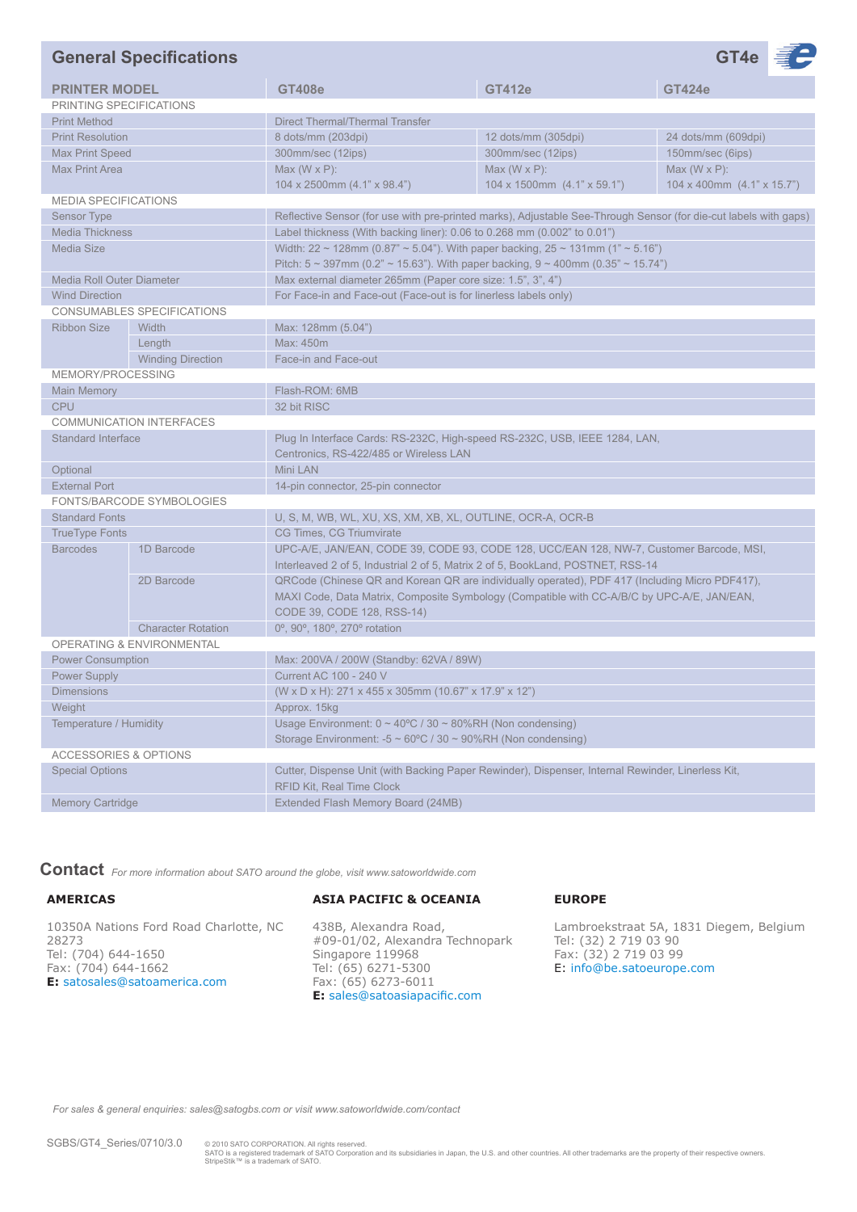## General Specifications

GT4e

| PRINTER MODEL | | GT408e | GT412e | GT424e |
|---|---|---|---|---|
| PRINTING SPECIFICATIONS | | | | |
| Print Method | | Direct Thermal/Thermal Transfer | | |
| Print Resolution | | 8 dots/mm (203dpi) | 12 dots/mm (305dpi) | 24 dots/mm (609dpi) |
| Max Print Speed | | 300mm/sec (12ips) | 300mm/sec (12ips) | 150mm/sec (6ips) |
| Max Print Area | | Max (W x P): 104 x 2500mm (4.1" x 98.4") | Max (W x P): 104 x 1500mm (4.1" x 59.1") | Max (W x P): 104 x 400mm (4.1" x 15.7") |
| MEDIA SPECIFICATIONS | | | | |
| Sensor Type | | Reflective Sensor (for use with pre-printed marks), Adjustable See-Through Sensor (for die-cut labels with gaps) | | |
| Media Thickness | | Label thickness (With backing liner): 0.06 to 0.268 mm (0.002" to 0.01") | | |
| Media Size | | Width: 22 ~ 128mm (0.87" ~ 5.04"). With paper backing, 25 ~ 131mm (1" ~ 5.16")<br>Pitch: 5 ~ 397mm (0.2" ~ 15.63"). With paper backing, 9 ~ 400mm (0.35" ~ 15.74") | | |
| Media Roll Outer Diameter | | Max external diameter 265mm (Paper core size: 1.5", 3", 4") | | |
| Wind Direction | | For Face-in and Face-out (Face-out is for linerless labels only) | | |
| CONSUMABLES SPECIFICATIONS | | | | |
| Ribbon Size | Width | Max: 128mm (5.04") | | |
| | Length | Max: 450m | | |
| | Winding Direction | Face-in and Face-out | | |
| MEMORY/PROCESSING | | | | |
| Main Memory | | Flash-ROM: 6MB | | |
| CPU | | 32 bit RISC | | |
| COMMUNICATION INTERFACES | | | | |
| Standard Interface | | Plug In Interface Cards: RS-232C, High-speed RS-232C, USB, IEEE 1284, LAN, Centronics, RS-422/485 or Wireless LAN | | |
| Optional | | Mini LAN | | |
| External Port | | 14-pin connector, 25-pin connector | | |
| FONTS/BARCODE SYMBOLOGIES | | | | |
| Standard Fonts | | U, S, M, WB, WL, XU, XS, XM, XB, XL, OUTLINE, OCR-A, OCR-B | | |
| TrueType Fonts | | CG Times, CG Triumvirate | | |
| Barcodes | 1D Barcode | UPC-A/E, JAN/EAN, CODE 39, CODE 93, CODE 128, UCC/EAN 128, NW-7, Customer Barcode, MSI, Interleaved 2 of 5, Industrial 2 of 5, Matrix 2 of 5, BookLand, POSTNET, RSS-14 | | |
| | 2D Barcode | QRCode (Chinese QR and Korean QR are individually operated), PDF 417 (Including Micro PDF417), MAXI Code, Data Matrix, Composite Symbology (Compatible with CC-A/B/C by UPC-A/E, JAN/EAN, CODE 39, CODE 128, RSS-14) | | |
| | Character Rotation | 0º, 90º, 180º, 270º rotation | | |
| OPERATING & ENVIRONMENTAL | | | | |
| Power Consumption | | Max: 200VA / 200W (Standby: 62VA / 89W) | | |
| Power Supply | | Current AC 100 - 240 V | | |
| Dimensions | | (W x D x H): 271 x 455 x 305mm (10.67" x 17.9" x 12") | | |
| Weight | | Approx. 15kg | | |
| Temperature / Humidity | | Usage Environment: 0 ~ 40ºC / 30 ~ 80%RH (Non condensing)<br>Storage Environment: -5 ~ 60ºC / 30 ~ 90%RH (Non condensing) | | |
| ACCESSORIES & OPTIONS | | | | |
| Special Options | | Cutter, Dispense Unit (with Backing Paper Rewinder), Dispenser, Internal Rewinder, Linerless Kit, RFID Kit, Real Time Clock | | |
| Memory Cartridge | | Extended Flash Memory Board (24MB) | | |

## Contact

*For more information about SATO around the globe, visit www.satoworldwide.com*

### AMERICAS

10350A Nations Ford Road Charlotte, NC 28273
Tel: (704) 644-1650
Fax: (704) 644-1662
**E:** satosales@satoamerica.com

### ASIA PACIFIC & OCEANIA

438B, Alexandra Road,
#09-01/02, Alexandra Technopark
Singapore 119968
Tel: (65) 6271-5300
Fax: (65) 6273-6011
**E:** sales@satoasiapacific.com

### EUROPE

Lambroekstraat 5A, 1831 Diegem, Belgium
Tel: (32) 2 719 03 90
Fax: (32) 2 719 03 99
E: info@be.satoeurope.com

*For sales & general enquiries: sales@satogbs.com or visit www.satoworldwide.com/contact*

SGBS/GT4_Series/0710/3.0

© 2010 SATO CORPORATION. All rights reserved.
SATO is a registered trademark of SATO Corporation and its subsidiaries in Japan, the U.S. and other countries. All other trademarks are the property of their respective owners.
StripeStik™ is a trademark of SATO.